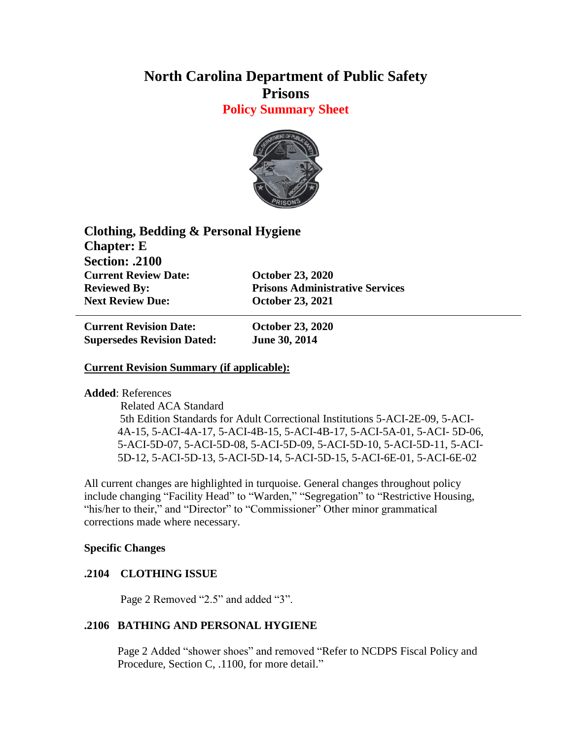# North Carolina Department of Public Safety
# Prisons
## Policy Summary Sheet

**Clothing, Bedding & Personal Hygiene**
**Chapter: E**
**Section: .2100**

| | |
|---|---|
| **Current Review Date:** | **October 23, 2020** |
| **Reviewed By:** | **Prisons Administrative Services** |
| **Next Review Due:** | **October 23, 2021** |

---

| | |
|---|---|
| **Current Revision Date:** | **October 23, 2020** |
| **Supersedes Revision Dated:** | **June 30, 2014** |

**Current Revision Summary (if applicable):**

**Added**: References

Related ACA Standard

5th Edition Standards for Adult Correctional Institutions 5-ACI-2E-09, 5-ACI-4A-15, 5-ACI-4A-17, 5-ACI-4B-15, 5-ACI-4B-17, 5-ACI-5A-01, 5-ACI- 5D-06, 5-ACI-5D-07, 5-ACI-5D-08, 5-ACI-5D-09, 5-ACI-5D-10, 5-ACI-5D-11, 5-ACI-5D-12, 5-ACI-5D-13, 5-ACI-5D-14, 5-ACI-5D-15, 5-ACI-6E-01, 5-ACI-6E-02

All current changes are highlighted in turquoise. General changes throughout policy include changing "Facility Head" to "Warden," "Segregation" to "Restrictive Housing, "his/her to their," and "Director" to "Commissioner" Other minor grammatical corrections made where necessary.

**Specific Changes**

**.2104 CLOTHING ISSUE**

Page 2 Removed "2.5" and added "3".

**.2106 BATHING AND PERSONAL HYGIENE**

Page 2 Added "shower shoes" and removed "Refer to NCDPS Fiscal Policy and Procedure, Section C, .1100, for more detail."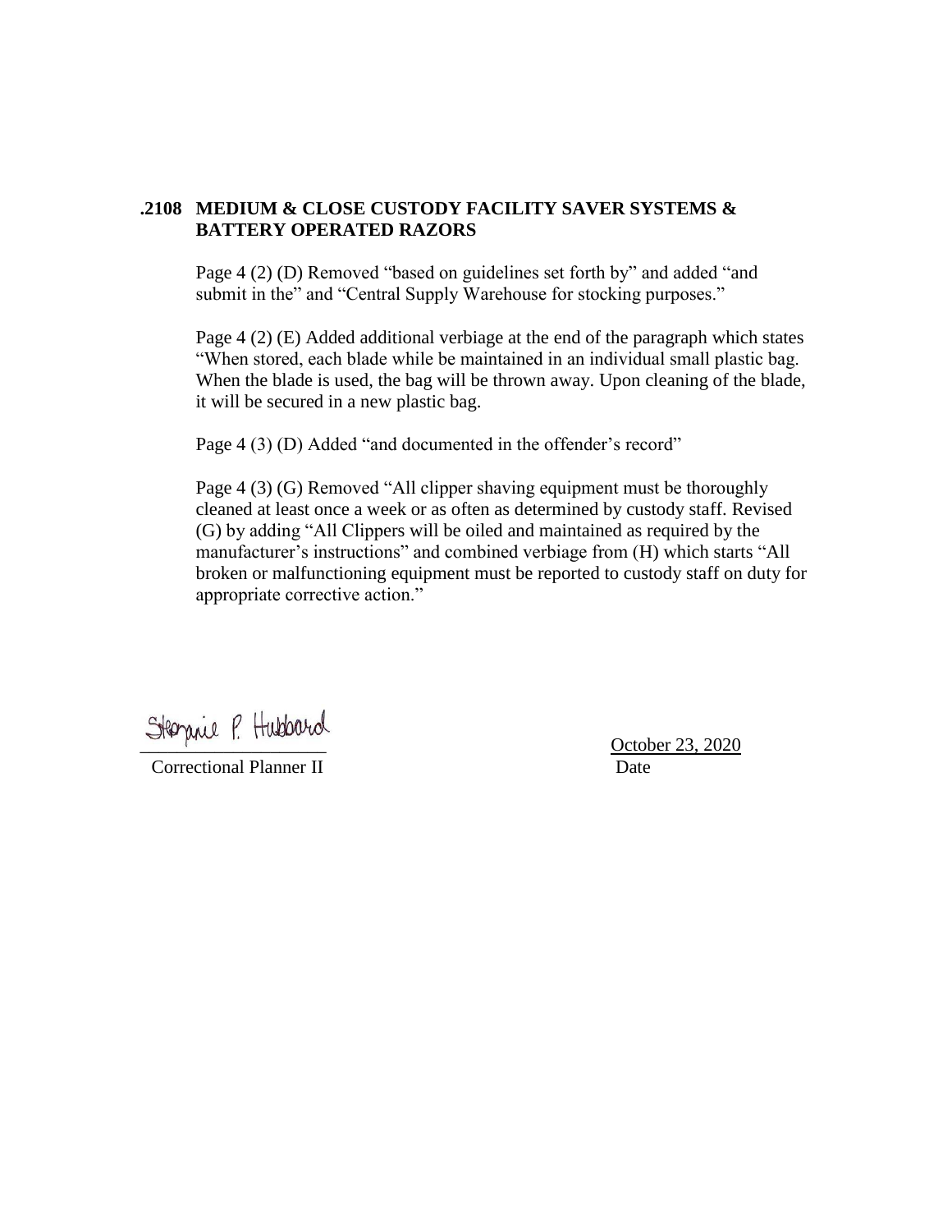## .2108 MEDIUM & CLOSE CUSTODY FACILITY SAVER SYSTEMS & BATTERY OPERATED RAZORS

Page 4 (2) (D) Removed "based on guidelines set forth by" and added "and submit in the" and "Central Supply Warehouse for stocking purposes."

Page 4 (2) (E) Added additional verbiage at the end of the paragraph which states "When stored, each blade while be maintained in an individual small plastic bag. When the blade is used, the bag will be thrown away. Upon cleaning of the blade, it will be secured in a new plastic bag.

Page 4 (3) (D) Added "and documented in the offender's record"

Page 4 (3) (G) Removed "All clipper shaving equipment must be thoroughly cleaned at least once a week or as often as determined by custody staff. Revised (G) by adding "All Clippers will be oiled and maintained as required by the manufacturer's instructions" and combined verbiage from (H) which starts "All broken or malfunctioning equipment must be reported to custody staff on duty for appropriate corrective action."

Stephanie P. Hubbard

Correctional Planner II

October 23, 2020

Date